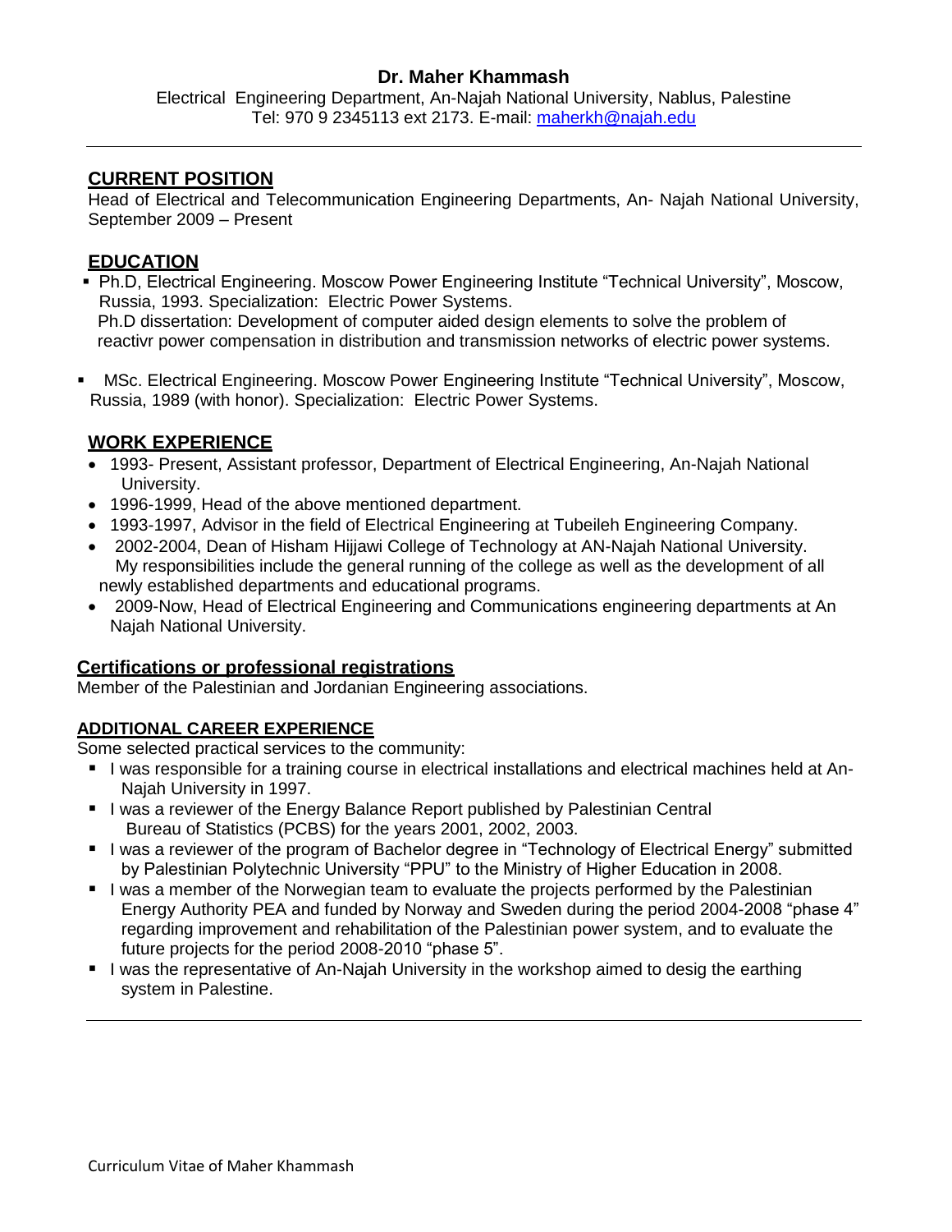# Dr. Maher Khammash

Electrical Engineering Department, An-Najah National University, Nablus, Palestine
Tel: 970 9 2345113 ext 2173. E-mail: maherkh@najah.edu

---

## CURRENT POSITION

Head of Electrical and Telecommunication Engineering Departments, An- Najah National University, September 2009 – Present

## EDUCATION

- Ph.D, Electrical Engineering. Moscow Power Engineering Institute "Technical University", Moscow, Russia, 1993. Specialization: Electric Power Systems.
  Ph.D dissertation: Development of computer aided design elements to solve the problem of reactivr power compensation in distribution and transmission networks of electric power systems.

- MSc. Electrical Engineering. Moscow Power Engineering Institute "Technical University", Moscow, Russia, 1989 (with honor). Specialization: Electric Power Systems.

## WORK EXPERIENCE

- 1993- Present, Assistant professor, Department of Electrical Engineering, An-Najah National University.
- 1996-1999, Head of the above mentioned department.
- 1993-1997, Advisor in the field of Electrical Engineering at Tubeileh Engineering Company.
- 2002-2004, Dean of Hisham Hijjawi College of Technology at AN-Najah National University. My responsibilities include the general running of the college as well as the development of all newly established departments and educational programs.
- 2009-Now, Head of Electrical Engineering and Communications engineering departments at An Najah National University.

## Certifications or professional registrations

Member of the Palestinian and Jordanian Engineering associations.

## ADDITIONAL CAREER EXPERIENCE

Some selected practical services to the community:

- I was responsible for a training course in electrical installations and electrical machines held at An-Najah University in 1997.
- I was a reviewer of the Energy Balance Report published by Palestinian Central Bureau of Statistics (PCBS) for the years 2001, 2002, 2003.
- I was a reviewer of the program of Bachelor degree in "Technology of Electrical Energy" submitted by Palestinian Polytechnic University "PPU" to the Ministry of Higher Education in 2008.
- I was a member of the Norwegian team to evaluate the projects performed by the Palestinian Energy Authority PEA and funded by Norway and Sweden during the period 2004-2008 "phase 4" regarding improvement and rehabilitation of the Palestinian power system, and to evaluate the future projects for the period 2008-2010 "phase 5".
- I was the representative of An-Najah University in the workshop aimed to desig the earthing system in Palestine.

---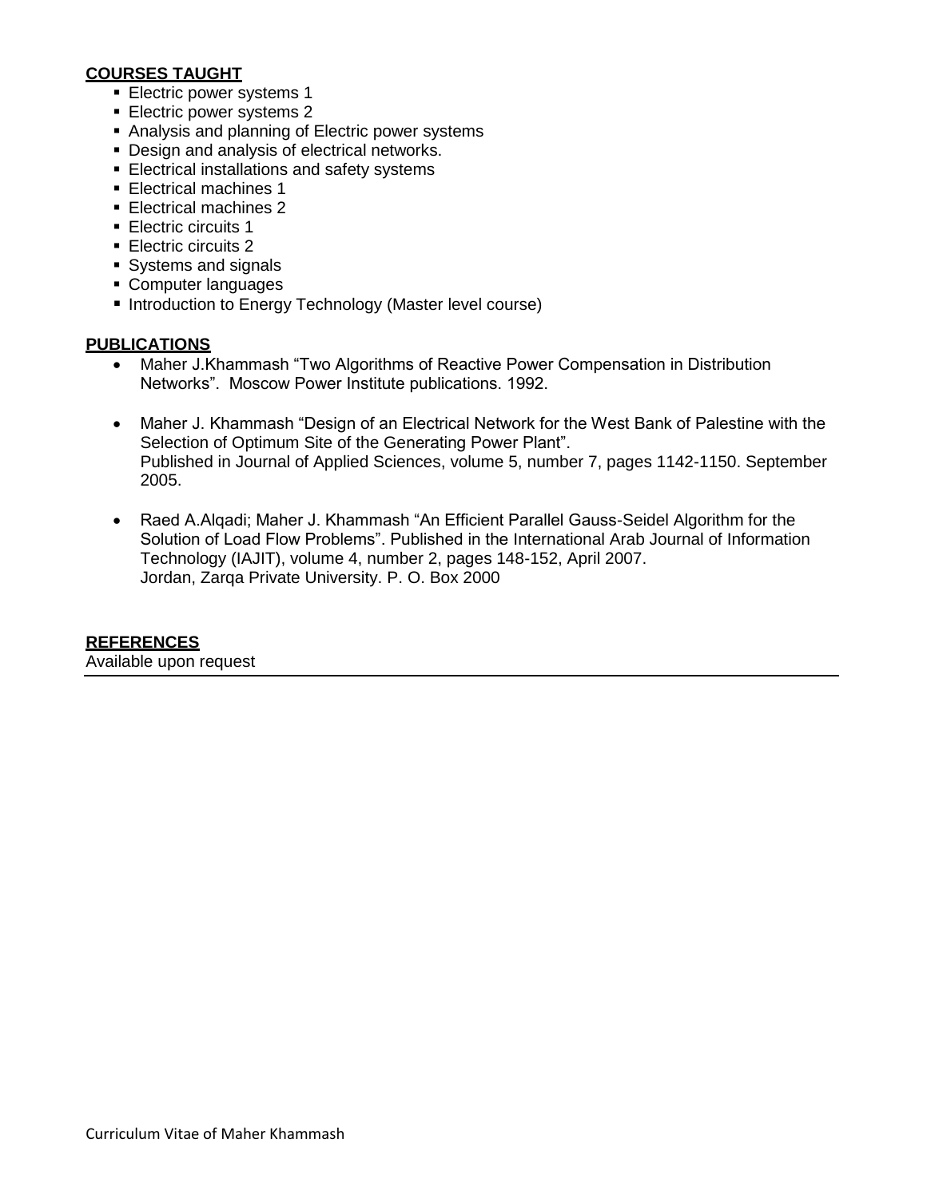## COURSES TAUGHT

- Electric power systems 1
- Electric power systems 2
- Analysis and planning of Electric power systems
- Design and analysis of electrical networks.
- Electrical installations and safety systems
- Electrical machines 1
- Electrical machines 2
- Electric circuits 1
- Electric circuits 2
- Systems and signals
- Computer languages
- Introduction to Energy Technology (Master level course)

## PUBLICATIONS

- Maher J.Khammash "Two Algorithms of Reactive Power Compensation in Distribution Networks". Moscow Power Institute publications. 1992.

- Maher J. Khammash "Design of an Electrical Network for the West Bank of Palestine with the Selection of Optimum Site of the Generating Power Plant".
  Published in Journal of Applied Sciences, volume 5, number 7, pages 1142-1150. September 2005.

- Raed A.Alqadi; Maher J. Khammash "An Efficient Parallel Gauss-Seidel Algorithm for the Solution of Load Flow Problems". Published in the International Arab Journal of Information Technology (IAJIT), volume 4, number 2, pages 148-152, April 2007.
  Jordan, Zarqa Private University. P. O. Box 2000

## REFERENCES

Available upon request